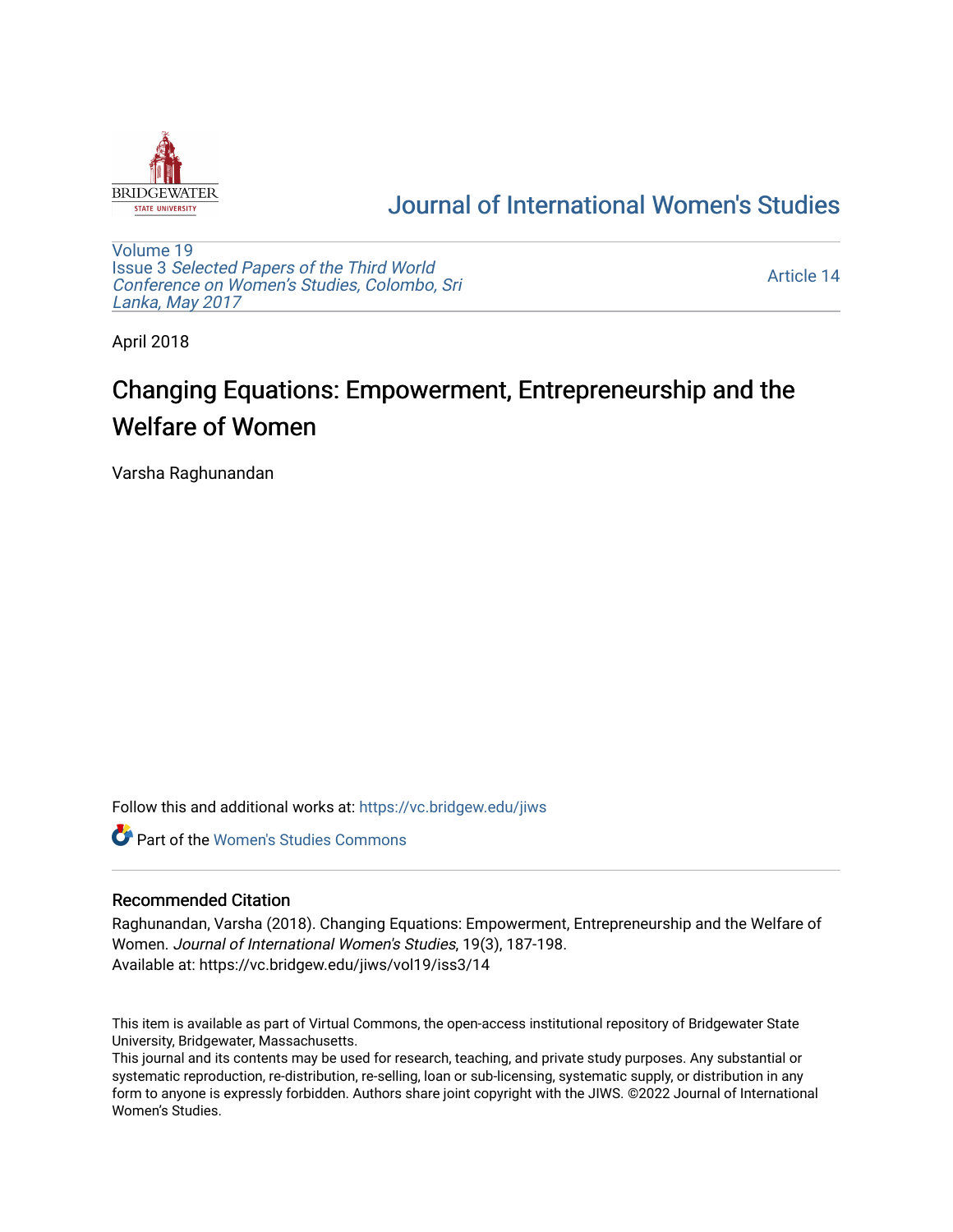# Journal of International Women's Studies

Volume 19
Issue 3 *Selected Papers of the Third World Conference on Women's Studies, Colombo, Sri Lanka, May 2017*

Article 14

April 2018

## Changing Equations: Empowerment, Entrepreneurship and the Welfare of Women

Varsha Raghunandan

Follow this and additional works at: https://vc.bridgew.edu/jiws

Part of the Women's Studies Commons

### Recommended Citation

Raghunandan, Varsha (2018). Changing Equations: Empowerment, Entrepreneurship and the Welfare of Women. *Journal of International Women's Studies*, 19(3), 187-198.
Available at: https://vc.bridgew.edu/jiws/vol19/iss3/14

This item is available as part of Virtual Commons, the open-access institutional repository of Bridgewater State University, Bridgewater, Massachusetts.
This journal and its contents may be used for research, teaching, and private study purposes. Any substantial or systematic reproduction, re-distribution, re-selling, loan or sub-licensing, systematic supply, or distribution in any form to anyone is expressly forbidden. Authors share joint copyright with the JIWS. ©2022 Journal of International Women's Studies.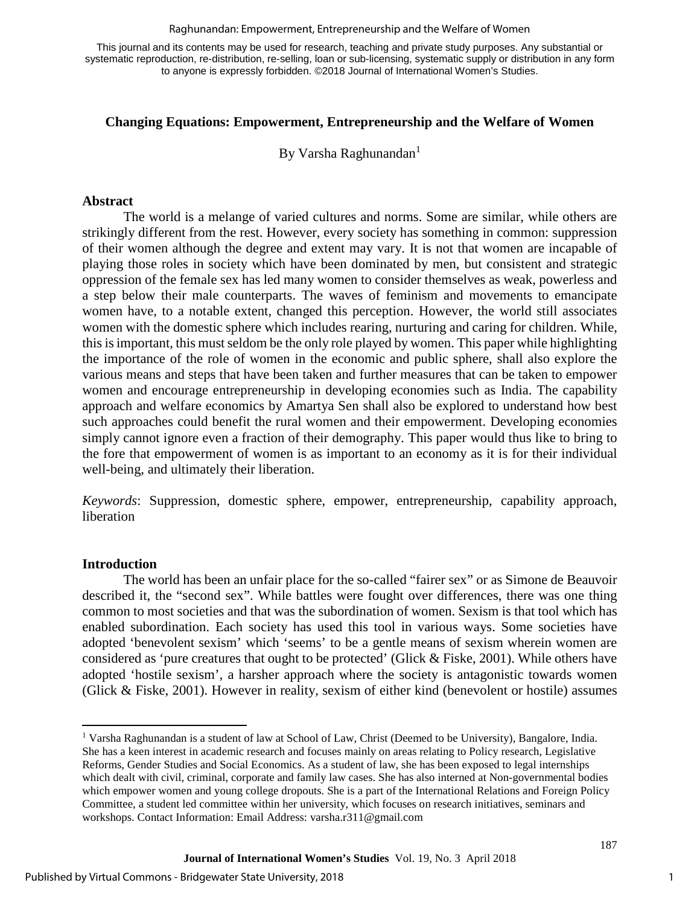This journal and its contents may be used for research, teaching and private study purposes. Any substantial or systematic reproduction, re-distribution, re-selling, loan or sub-licensing, systematic supply or distribution in any form to anyone is expressly forbidden. ©2018 Journal of International Women's Studies.

## Changing Equations: Empowerment, Entrepreneurship and the Welfare of Women

By Varsha Raghunandan[1]

### Abstract

The world is a melange of varied cultures and norms. Some are similar, while others are strikingly different from the rest. However, every society has something in common: suppression of their women although the degree and extent may vary. It is not that women are incapable of playing those roles in society which have been dominated by men, but consistent and strategic oppression of the female sex has led many women to consider themselves as weak, powerless and a step below their male counterparts. The waves of feminism and movements to emancipate women have, to a notable extent, changed this perception. However, the world still associates women with the domestic sphere which includes rearing, nurturing and caring for children. While, this is important, this must seldom be the only role played by women. This paper while highlighting the importance of the role of women in the economic and public sphere, shall also explore the various means and steps that have been taken and further measures that can be taken to empower women and encourage entrepreneurship in developing economies such as India. The capability approach and welfare economics by Amartya Sen shall also be explored to understand how best such approaches could benefit the rural women and their empowerment. Developing economies simply cannot ignore even a fraction of their demography. This paper would thus like to bring to the fore that empowerment of women is as important to an economy as it is for their individual well-being, and ultimately their liberation.

*Keywords*: Suppression, domestic sphere, empower, entrepreneurship, capability approach, liberation

### Introduction

The world has been an unfair place for the so-called "fairer sex" or as Simone de Beauvoir described it, the "second sex". While battles were fought over differences, there was one thing common to most societies and that was the subordination of women. Sexism is that tool which has enabled subordination. Each society has used this tool in various ways. Some societies have adopted 'benevolent sexism' which 'seems' to be a gentle means of sexism wherein women are considered as 'pure creatures that ought to be protected' (Glick & Fiske, 2001). While others have adopted 'hostile sexism', a harsher approach where the society is antagonistic towards women (Glick & Fiske, 2001). However in reality, sexism of either kind (benevolent or hostile) assumes

---

[1] Varsha Raghunandan is a student of law at School of Law, Christ (Deemed to be University), Bangalore, India. She has a keen interest in academic research and focuses mainly on areas relating to Policy research, Legislative Reforms, Gender Studies and Social Economics. As a student of law, she has been exposed to legal internships which dealt with civil, criminal, corporate and family law cases. She has also interned at Non-governmental bodies which empower women and young college dropouts. She is a part of the International Relations and Foreign Policy Committee, a student led committee within her university, which focuses on research initiatives, seminars and workshops. Contact Information: Email Address: varsha.r311@gmail.com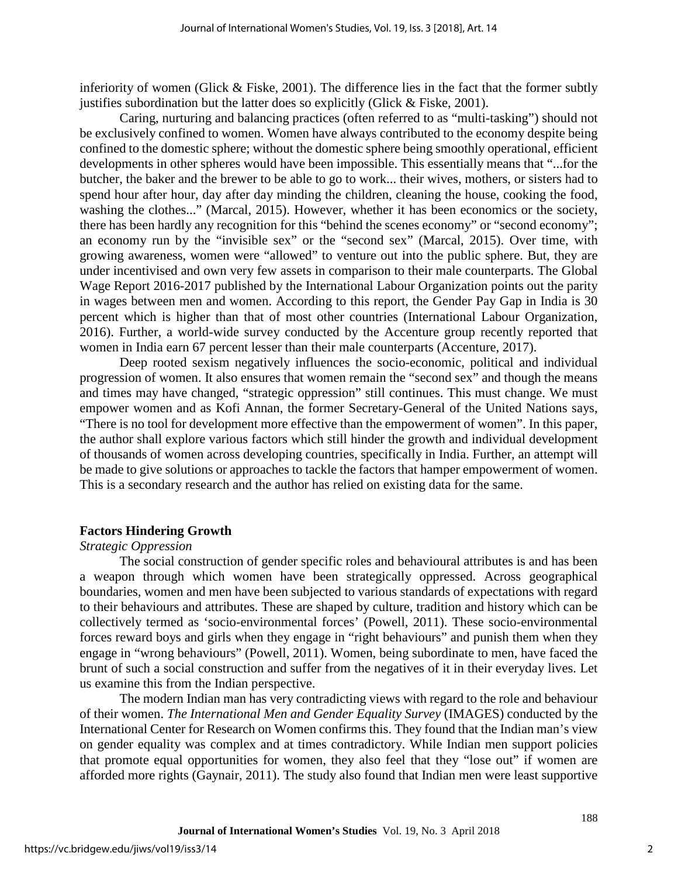inferiority of women (Glick & Fiske, 2001). The difference lies in the fact that the former subtly justifies subordination but the latter does so explicitly (Glick & Fiske, 2001).

Caring, nurturing and balancing practices (often referred to as "multi-tasking") should not be exclusively confined to women. Women have always contributed to the economy despite being confined to the domestic sphere; without the domestic sphere being smoothly operational, efficient developments in other spheres would have been impossible. This essentially means that "...for the butcher, the baker and the brewer to be able to go to work... their wives, mothers, or sisters had to spend hour after hour, day after day minding the children, cleaning the house, cooking the food, washing the clothes..." (Marcal, 2015). However, whether it has been economics or the society, there has been hardly any recognition for this "behind the scenes economy" or "second economy"; an economy run by the "invisible sex" or the "second sex" (Marcal, 2015). Over time, with growing awareness, women were "allowed" to venture out into the public sphere. But, they are under incentivised and own very few assets in comparison to their male counterparts. The Global Wage Report 2016-2017 published by the International Labour Organization points out the parity in wages between men and women. According to this report, the Gender Pay Gap in India is 30 percent which is higher than that of most other countries (International Labour Organization, 2016). Further, a world-wide survey conducted by the Accenture group recently reported that women in India earn 67 percent lesser than their male counterparts (Accenture, 2017).

Deep rooted sexism negatively influences the socio-economic, political and individual progression of women. It also ensures that women remain the "second sex" and though the means and times may have changed, "strategic oppression" still continues. This must change. We must empower women and as Kofi Annan, the former Secretary-General of the United Nations says, "There is no tool for development more effective than the empowerment of women". In this paper, the author shall explore various factors which still hinder the growth and individual development of thousands of women across developing countries, specifically in India. Further, an attempt will be made to give solutions or approaches to tackle the factors that hamper empowerment of women. This is a secondary research and the author has relied on existing data for the same.

## Factors Hindering Growth

### *Strategic Oppression*

The social construction of gender specific roles and behavioural attributes is and has been a weapon through which women have been strategically oppressed. Across geographical boundaries, women and men have been subjected to various standards of expectations with regard to their behaviours and attributes. These are shaped by culture, tradition and history which can be collectively termed as 'socio-environmental forces' (Powell, 2011). These socio-environmental forces reward boys and girls when they engage in "right behaviours" and punish them when they engage in "wrong behaviours" (Powell, 2011). Women, being subordinate to men, have faced the brunt of such a social construction and suffer from the negatives of it in their everyday lives. Let us examine this from the Indian perspective.

The modern Indian man has very contradicting views with regard to the role and behaviour of their women. *The International Men and Gender Equality Survey* (IMAGES) conducted by the International Center for Research on Women confirms this. They found that the Indian man's view on gender equality was complex and at times contradictory. While Indian men support policies that promote equal opportunities for women, they also feel that they "lose out" if women are afforded more rights (Gaynair, 2011). The study also found that Indian men were least supportive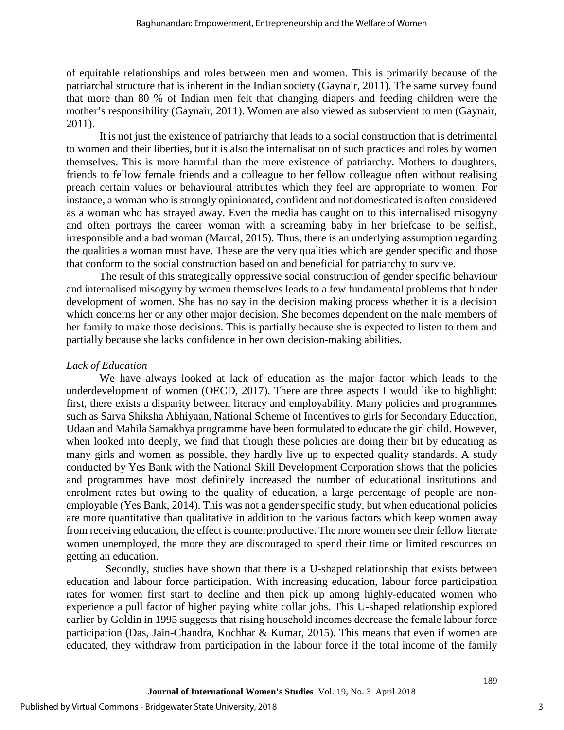of equitable relationships and roles between men and women. This is primarily because of the patriarchal structure that is inherent in the Indian society (Gaynair, 2011). The same survey found that more than 80 % of Indian men felt that changing diapers and feeding children were the mother's responsibility (Gaynair, 2011). Women are also viewed as subservient to men (Gaynair, 2011).

It is not just the existence of patriarchy that leads to a social construction that is detrimental to women and their liberties, but it is also the internalisation of such practices and roles by women themselves. This is more harmful than the mere existence of patriarchy. Mothers to daughters, friends to fellow female friends and a colleague to her fellow colleague often without realising preach certain values or behavioural attributes which they feel are appropriate to women. For instance, a woman who is strongly opinionated, confident and not domesticated is often considered as a woman who has strayed away. Even the media has caught on to this internalised misogyny and often portrays the career woman with a screaming baby in her briefcase to be selfish, irresponsible and a bad woman (Marcal, 2015). Thus, there is an underlying assumption regarding the qualities a woman must have. These are the very qualities which are gender specific and those that conform to the social construction based on and beneficial for patriarchy to survive.

The result of this strategically oppressive social construction of gender specific behaviour and internalised misogyny by women themselves leads to a few fundamental problems that hinder development of women. She has no say in the decision making process whether it is a decision which concerns her or any other major decision. She becomes dependent on the male members of her family to make those decisions. This is partially because she is expected to listen to them and partially because she lacks confidence in her own decision-making abilities.

*Lack of Education*

We have always looked at lack of education as the major factor which leads to the underdevelopment of women (OECD, 2017). There are three aspects I would like to highlight: first, there exists a disparity between literacy and employability. Many policies and programmes such as Sarva Shiksha Abhiyaan, National Scheme of Incentives to girls for Secondary Education, Udaan and Mahila Samakhya programme have been formulated to educate the girl child. However, when looked into deeply, we find that though these policies are doing their bit by educating as many girls and women as possible, they hardly live up to expected quality standards. A study conducted by Yes Bank with the National Skill Development Corporation shows that the policies and programmes have most definitely increased the number of educational institutions and enrolment rates but owing to the quality of education, a large percentage of people are non-employable (Yes Bank, 2014). This was not a gender specific study, but when educational policies are more quantitative than qualitative in addition to the various factors which keep women away from receiving education, the effect is counterproductive. The more women see their fellow literate women unemployed, the more they are discouraged to spend their time or limited resources on getting an education.

Secondly, studies have shown that there is a U-shaped relationship that exists between education and labour force participation. With increasing education, labour force participation rates for women first start to decline and then pick up among highly-educated women who experience a pull factor of higher paying white collar jobs. This U-shaped relationship explored earlier by Goldin in 1995 suggests that rising household incomes decrease the female labour force participation (Das, Jain-Chandra, Kochhar & Kumar, 2015). This means that even if women are educated, they withdraw from participation in the labour force if the total income of the family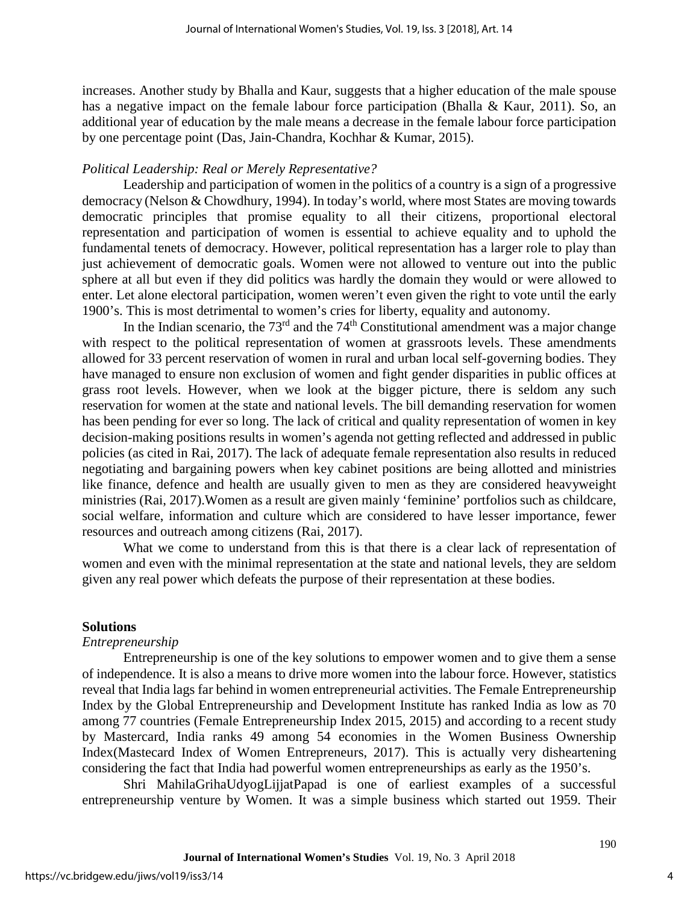increases. Another study by Bhalla and Kaur, suggests that a higher education of the male spouse has a negative impact on the female labour force participation (Bhalla & Kaur, 2011). So, an additional year of education by the male means a decrease in the female labour force participation by one percentage point (Das, Jain-Chandra, Kochhar & Kumar, 2015).

*Political Leadership: Real or Merely Representative?*

Leadership and participation of women in the politics of a country is a sign of a progressive democracy (Nelson & Chowdhury, 1994). In today's world, where most States are moving towards democratic principles that promise equality to all their citizens, proportional electoral representation and participation of women is essential to achieve equality and to uphold the fundamental tenets of democracy. However, political representation has a larger role to play than just achievement of democratic goals. Women were not allowed to venture out into the public sphere at all but even if they did politics was hardly the domain they would or were allowed to enter. Let alone electoral participation, women weren't even given the right to vote until the early 1900's. This is most detrimental to women's cries for liberty, equality and autonomy.

In the Indian scenario, the 73rd and the 74th Constitutional amendment was a major change with respect to the political representation of women at grassroots levels. These amendments allowed for 33 percent reservation of women in rural and urban local self-governing bodies. They have managed to ensure non exclusion of women and fight gender disparities in public offices at grass root levels. However, when we look at the bigger picture, there is seldom any such reservation for women at the state and national levels. The bill demanding reservation for women has been pending for ever so long. The lack of critical and quality representation of women in key decision-making positions results in women's agenda not getting reflected and addressed in public policies (as cited in Rai, 2017). The lack of adequate female representation also results in reduced negotiating and bargaining powers when key cabinet positions are being allotted and ministries like finance, defence and health are usually given to men as they are considered heavyweight ministries (Rai, 2017).Women as a result are given mainly 'feminine' portfolios such as childcare, social welfare, information and culture which are considered to have lesser importance, fewer resources and outreach among citizens (Rai, 2017).

What we come to understand from this is that there is a clear lack of representation of women and even with the minimal representation at the state and national levels, they are seldom given any real power which defeats the purpose of their representation at these bodies.

## Solutions

*Entrepreneurship*

Entrepreneurship is one of the key solutions to empower women and to give them a sense of independence. It is also a means to drive more women into the labour force. However, statistics reveal that India lags far behind in women entrepreneurial activities. The Female Entrepreneurship Index by the Global Entrepreneurship and Development Institute has ranked India as low as 70 among 77 countries (Female Entrepreneurship Index 2015, 2015) and according to a recent study by Mastercard, India ranks 49 among 54 economies in the Women Business Ownership Index(Mastecard Index of Women Entrepreneurs, 2017). This is actually very disheartening considering the fact that India had powerful women entrepreneurships as early as the 1950's.

Shri MahilaGrihaUdyogLijjatPapad is one of earliest examples of a successful entrepreneurship venture by Women. It was a simple business which started out 1959. Their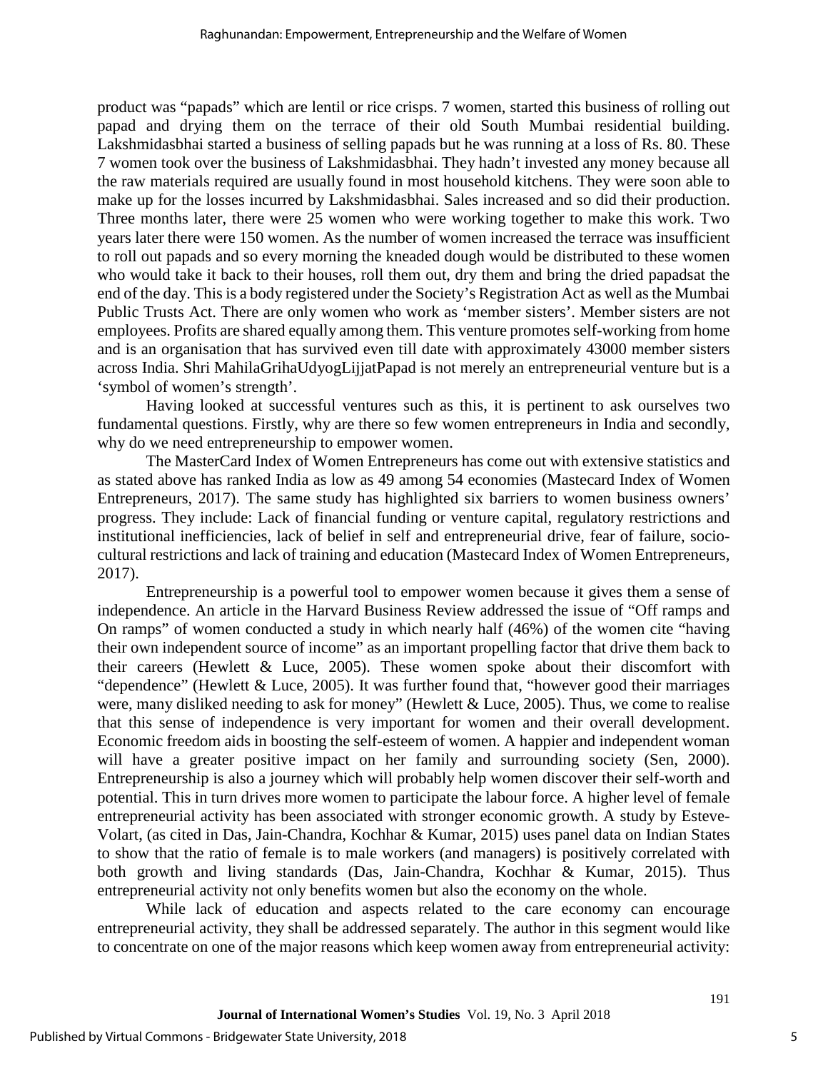product was “papads” which are lentil or rice crisps. 7 women, started this business of rolling out papad and drying them on the terrace of their old South Mumbai residential building. Lakshmidasbhai started a business of selling papads but he was running at a loss of Rs. 80. These 7 women took over the business of Lakshmidasbhai. They hadn’t invested any money because all the raw materials required are usually found in most household kitchens. They were soon able to make up for the losses incurred by Lakshmidasbhai. Sales increased and so did their production. Three months later, there were 25 women who were working together to make this work. Two years later there were 150 women. As the number of women increased the terrace was insufficient to roll out papads and so every morning the kneaded dough would be distributed to these women who would take it back to their houses, roll them out, dry them and bring the dried papadsat the end of the day. This is a body registered under the Society’s Registration Act as well as the Mumbai Public Trusts Act. There are only women who work as ‘member sisters’. Member sisters are not employees. Profits are shared equally among them. This venture promotes self-working from home and is an organisation that has survived even till date with approximately 43000 member sisters across India. Shri MahilaGrihaUdyogLijjatPapad is not merely an entrepreneurial venture but is a ‘symbol of women’s strength’.

Having looked at successful ventures such as this, it is pertinent to ask ourselves two fundamental questions. Firstly, why are there so few women entrepreneurs in India and secondly, why do we need entrepreneurship to empower women.

The MasterCard Index of Women Entrepreneurs has come out with extensive statistics and as stated above has ranked India as low as 49 among 54 economies (Mastecard Index of Women Entrepreneurs, 2017). The same study has highlighted six barriers to women business owners’ progress. They include: Lack of financial funding or venture capital, regulatory restrictions and institutional inefficiencies, lack of belief in self and entrepreneurial drive, fear of failure, socio-cultural restrictions and lack of training and education (Mastecard Index of Women Entrepreneurs, 2017).

Entrepreneurship is a powerful tool to empower women because it gives them a sense of independence. An article in the Harvard Business Review addressed the issue of “Off ramps and On ramps” of women conducted a study in which nearly half (46%) of the women cite “having their own independent source of income” as an important propelling factor that drive them back to their careers (Hewlett & Luce, 2005). These women spoke about their discomfort with “dependence” (Hewlett & Luce, 2005). It was further found that, “however good their marriages were, many disliked needing to ask for money” (Hewlett & Luce, 2005). Thus, we come to realise that this sense of independence is very important for women and their overall development. Economic freedom aids in boosting the self-esteem of women. A happier and independent woman will have a greater positive impact on her family and surrounding society (Sen, 2000). Entrepreneurship is also a journey which will probably help women discover their self-worth and potential. This in turn drives more women to participate the labour force. A higher level of female entrepreneurial activity has been associated with stronger economic growth. A study by Esteve-Volart, (as cited in Das, Jain-Chandra, Kochhar & Kumar, 2015) uses panel data on Indian States to show that the ratio of female is to male workers (and managers) is positively correlated with both growth and living standards (Das, Jain-Chandra, Kochhar & Kumar, 2015). Thus entrepreneurial activity not only benefits women but also the economy on the whole.

While lack of education and aspects related to the care economy can encourage entrepreneurial activity, they shall be addressed separately. The author in this segment would like to concentrate on one of the major reasons which keep women away from entrepreneurial activity: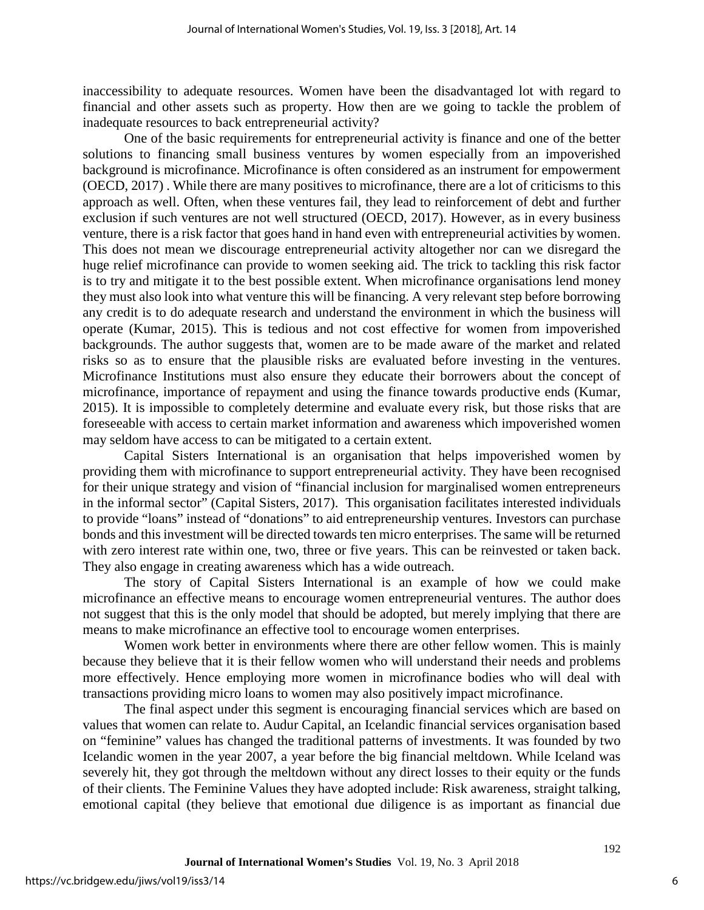inaccessibility to adequate resources. Women have been the disadvantaged lot with regard to financial and other assets such as property. How then are we going to tackle the problem of inadequate resources to back entrepreneurial activity?

One of the basic requirements for entrepreneurial activity is finance and one of the better solutions to financing small business ventures by women especially from an impoverished background is microfinance. Microfinance is often considered as an instrument for empowerment (OECD, 2017) . While there are many positives to microfinance, there are a lot of criticisms to this approach as well. Often, when these ventures fail, they lead to reinforcement of debt and further exclusion if such ventures are not well structured (OECD, 2017). However, as in every business venture, there is a risk factor that goes hand in hand even with entrepreneurial activities by women. This does not mean we discourage entrepreneurial activity altogether nor can we disregard the huge relief microfinance can provide to women seeking aid. The trick to tackling this risk factor is to try and mitigate it to the best possible extent. When microfinance organisations lend money they must also look into what venture this will be financing. A very relevant step before borrowing any credit is to do adequate research and understand the environment in which the business will operate (Kumar, 2015). This is tedious and not cost effective for women from impoverished backgrounds. The author suggests that, women are to be made aware of the market and related risks so as to ensure that the plausible risks are evaluated before investing in the ventures. Microfinance Institutions must also ensure they educate their borrowers about the concept of microfinance, importance of repayment and using the finance towards productive ends (Kumar, 2015). It is impossible to completely determine and evaluate every risk, but those risks that are foreseeable with access to certain market information and awareness which impoverished women may seldom have access to can be mitigated to a certain extent.

Capital Sisters International is an organisation that helps impoverished women by providing them with microfinance to support entrepreneurial activity. They have been recognised for their unique strategy and vision of "financial inclusion for marginalised women entrepreneurs in the informal sector" (Capital Sisters, 2017). This organisation facilitates interested individuals to provide "loans" instead of "donations" to aid entrepreneurship ventures. Investors can purchase bonds and this investment will be directed towards ten micro enterprises. The same will be returned with zero interest rate within one, two, three or five years. This can be reinvested or taken back. They also engage in creating awareness which has a wide outreach.

The story of Capital Sisters International is an example of how we could make microfinance an effective means to encourage women entrepreneurial ventures. The author does not suggest that this is the only model that should be adopted, but merely implying that there are means to make microfinance an effective tool to encourage women enterprises.

Women work better in environments where there are other fellow women. This is mainly because they believe that it is their fellow women who will understand their needs and problems more effectively. Hence employing more women in microfinance bodies who will deal with transactions providing micro loans to women may also positively impact microfinance.

The final aspect under this segment is encouraging financial services which are based on values that women can relate to. Audur Capital, an Icelandic financial services organisation based on "feminine" values has changed the traditional patterns of investments. It was founded by two Icelandic women in the year 2007, a year before the big financial meltdown. While Iceland was severely hit, they got through the meltdown without any direct losses to their equity or the funds of their clients. The Feminine Values they have adopted include: Risk awareness, straight talking, emotional capital (they believe that emotional due diligence is as important as financial due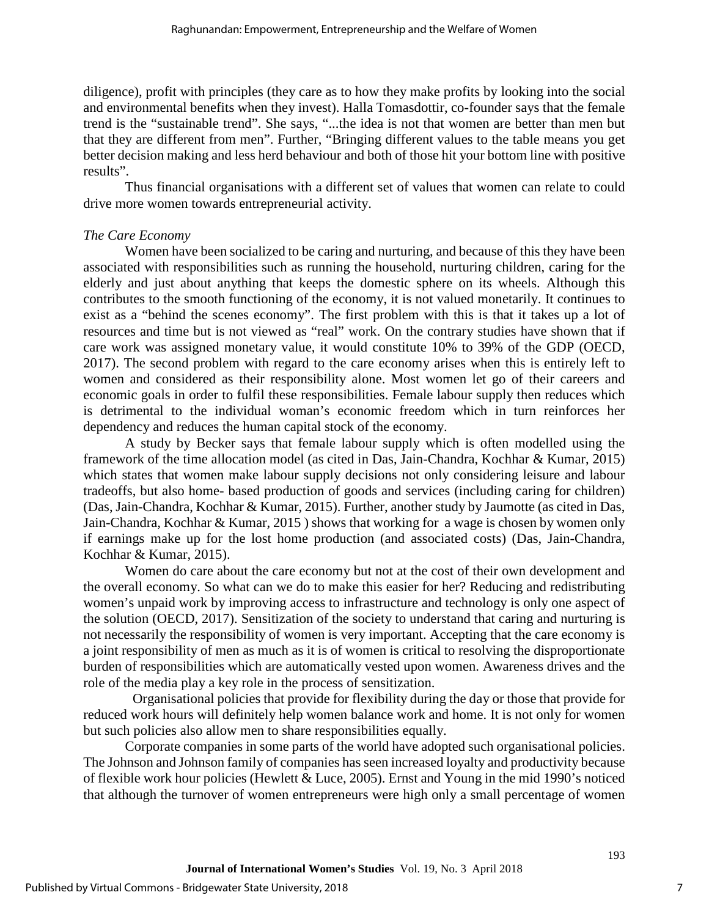diligence), profit with principles (they care as to how they make profits by looking into the social and environmental benefits when they invest). Halla Tomasdottir, co-founder says that the female trend is the "sustainable trend". She says, "...the idea is not that women are better than men but that they are different from men". Further, "Bringing different values to the table means you get better decision making and less herd behaviour and both of those hit your bottom line with positive results".

Thus financial organisations with a different set of values that women can relate to could drive more women towards entrepreneurial activity.

*The Care Economy*

Women have been socialized to be caring and nurturing, and because of this they have been associated with responsibilities such as running the household, nurturing children, caring for the elderly and just about anything that keeps the domestic sphere on its wheels. Although this contributes to the smooth functioning of the economy, it is not valued monetarily. It continues to exist as a "behind the scenes economy". The first problem with this is that it takes up a lot of resources and time but is not viewed as "real" work. On the contrary studies have shown that if care work was assigned monetary value, it would constitute 10% to 39% of the GDP (OECD, 2017). The second problem with regard to the care economy arises when this is entirely left to women and considered as their responsibility alone. Most women let go of their careers and economic goals in order to fulfil these responsibilities. Female labour supply then reduces which is detrimental to the individual woman's economic freedom which in turn reinforces her dependency and reduces the human capital stock of the economy.

A study by Becker says that female labour supply which is often modelled using the framework of the time allocation model (as cited in Das, Jain-Chandra, Kochhar & Kumar, 2015) which states that women make labour supply decisions not only considering leisure and labour tradeoffs, but also home- based production of goods and services (including caring for children) (Das, Jain-Chandra, Kochhar & Kumar, 2015). Further, another study by Jaumotte (as cited in Das, Jain-Chandra, Kochhar & Kumar, 2015 ) shows that working for a wage is chosen by women only if earnings make up for the lost home production (and associated costs) (Das, Jain-Chandra, Kochhar & Kumar, 2015).

Women do care about the care economy but not at the cost of their own development and the overall economy. So what can we do to make this easier for her? Reducing and redistributing women's unpaid work by improving access to infrastructure and technology is only one aspect of the solution (OECD, 2017). Sensitization of the society to understand that caring and nurturing is not necessarily the responsibility of women is very important. Accepting that the care economy is a joint responsibility of men as much as it is of women is critical to resolving the disproportionate burden of responsibilities which are automatically vested upon women. Awareness drives and the role of the media play a key role in the process of sensitization.

Organisational policies that provide for flexibility during the day or those that provide for reduced work hours will definitely help women balance work and home. It is not only for women but such policies also allow men to share responsibilities equally.

Corporate companies in some parts of the world have adopted such organisational policies. The Johnson and Johnson family of companies has seen increased loyalty and productivity because of flexible work hour policies (Hewlett & Luce, 2005). Ernst and Young in the mid 1990's noticed that although the turnover of women entrepreneurs were high only a small percentage of women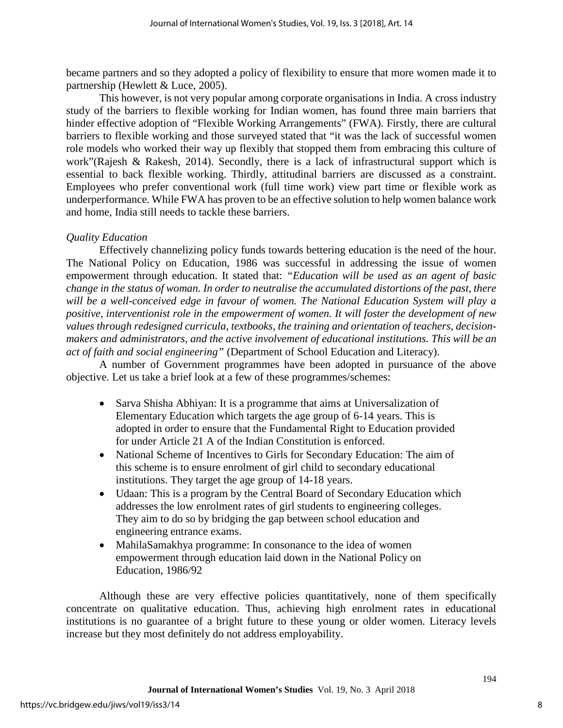became partners and so they adopted a policy of flexibility to ensure that more women made it to partnership (Hewlett & Luce, 2005).

This however, is not very popular among corporate organisations in India. A cross industry study of the barriers to flexible working for Indian women, has found three main barriers that hinder effective adoption of "Flexible Working Arrangements" (FWA). Firstly, there are cultural barriers to flexible working and those surveyed stated that "it was the lack of successful women role models who worked their way up flexibly that stopped them from embracing this culture of work"(Rajesh & Rakesh, 2014). Secondly, there is a lack of infrastructural support which is essential to back flexible working. Thirdly, attitudinal barriers are discussed as a constraint. Employees who prefer conventional work (full time work) view part time or flexible work as underperformance. While FWA has proven to be an effective solution to help women balance work and home, India still needs to tackle these barriers.

*Quality Education*

Effectively channelizing policy funds towards bettering education is the need of the hour. The National Policy on Education, 1986 was successful in addressing the issue of women empowerment through education. It stated that: "*Education will be used as an agent of basic change in the status of woman. In order to neutralise the accumulated distortions of the past, there will be a well-conceived edge in favour of women. The National Education System will play a positive, interventionist role in the empowerment of women. It will foster the development of new values through redesigned curricula, textbooks, the training and orientation of teachers, decision-makers and administrators, and the active involvement of educational institutions. This will be an act of faith and social engineering*" (Department of School Education and Literacy).

A number of Government programmes have been adopted in pursuance of the above objective. Let us take a brief look at a few of these programmes/schemes:

- Sarva Shisha Abhiyan: It is a programme that aims at Universalization of Elementary Education which targets the age group of 6-14 years. This is adopted in order to ensure that the Fundamental Right to Education provided for under Article 21 A of the Indian Constitution is enforced.
- National Scheme of Incentives to Girls for Secondary Education: The aim of this scheme is to ensure enrolment of girl child to secondary educational institutions. They target the age group of 14-18 years.
- Udaan: This is a program by the Central Board of Secondary Education which addresses the low enrolment rates of girl students to engineering colleges. They aim to do so by bridging the gap between school education and engineering entrance exams.
- MahilaSamakhya programme: In consonance to the idea of women empowerment through education laid down in the National Policy on Education, 1986/92

Although these are very effective policies quantitatively, none of them specifically concentrate on qualitative education. Thus, achieving high enrolment rates in educational institutions is no guarantee of a bright future to these young or older women. Literacy levels increase but they most definitely do not address employability.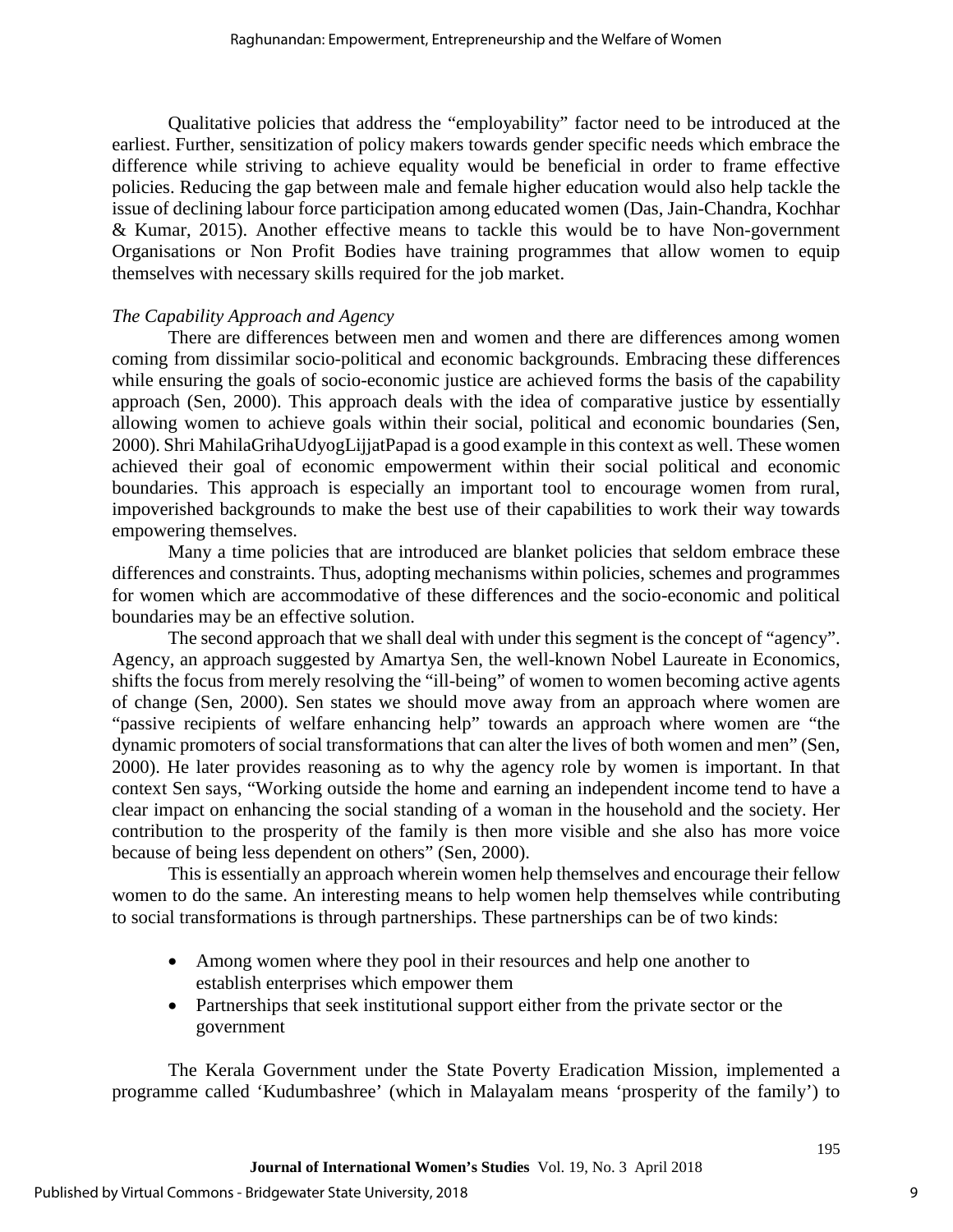Qualitative policies that address the "employability" factor need to be introduced at the earliest. Further, sensitization of policy makers towards gender specific needs which embrace the difference while striving to achieve equality would be beneficial in order to frame effective policies. Reducing the gap between male and female higher education would also help tackle the issue of declining labour force participation among educated women (Das, Jain-Chandra, Kochhar & Kumar, 2015). Another effective means to tackle this would be to have Non-government Organisations or Non Profit Bodies have training programmes that allow women to equip themselves with necessary skills required for the job market.

*The Capability Approach and Agency*

There are differences between men and women and there are differences among women coming from dissimilar socio-political and economic backgrounds. Embracing these differences while ensuring the goals of socio-economic justice are achieved forms the basis of the capability approach (Sen, 2000). This approach deals with the idea of comparative justice by essentially allowing women to achieve goals within their social, political and economic boundaries (Sen, 2000). Shri MahilaGrihaUdyogLijjatPapad is a good example in this context as well. These women achieved their goal of economic empowerment within their social political and economic boundaries. This approach is especially an important tool to encourage women from rural, impoverished backgrounds to make the best use of their capabilities to work their way towards empowering themselves.

Many a time policies that are introduced are blanket policies that seldom embrace these differences and constraints. Thus, adopting mechanisms within policies, schemes and programmes for women which are accommodative of these differences and the socio-economic and political boundaries may be an effective solution.

The second approach that we shall deal with under this segment is the concept of "agency". Agency, an approach suggested by Amartya Sen, the well-known Nobel Laureate in Economics, shifts the focus from merely resolving the "ill-being" of women to women becoming active agents of change (Sen, 2000). Sen states we should move away from an approach where women are "passive recipients of welfare enhancing help" towards an approach where women are "the dynamic promoters of social transformations that can alter the lives of both women and men" (Sen, 2000). He later provides reasoning as to why the agency role by women is important. In that context Sen says, "Working outside the home and earning an independent income tend to have a clear impact on enhancing the social standing of a woman in the household and the society. Her contribution to the prosperity of the family is then more visible and she also has more voice because of being less dependent on others" (Sen, 2000).

This is essentially an approach wherein women help themselves and encourage their fellow women to do the same. An interesting means to help women help themselves while contributing to social transformations is through partnerships. These partnerships can be of two kinds:

- Among women where they pool in their resources and help one another to establish enterprises which empower them
- Partnerships that seek institutional support either from the private sector or the government

The Kerala Government under the State Poverty Eradication Mission, implemented a programme called 'Kudumbashree' (which in Malayalam means 'prosperity of the family') to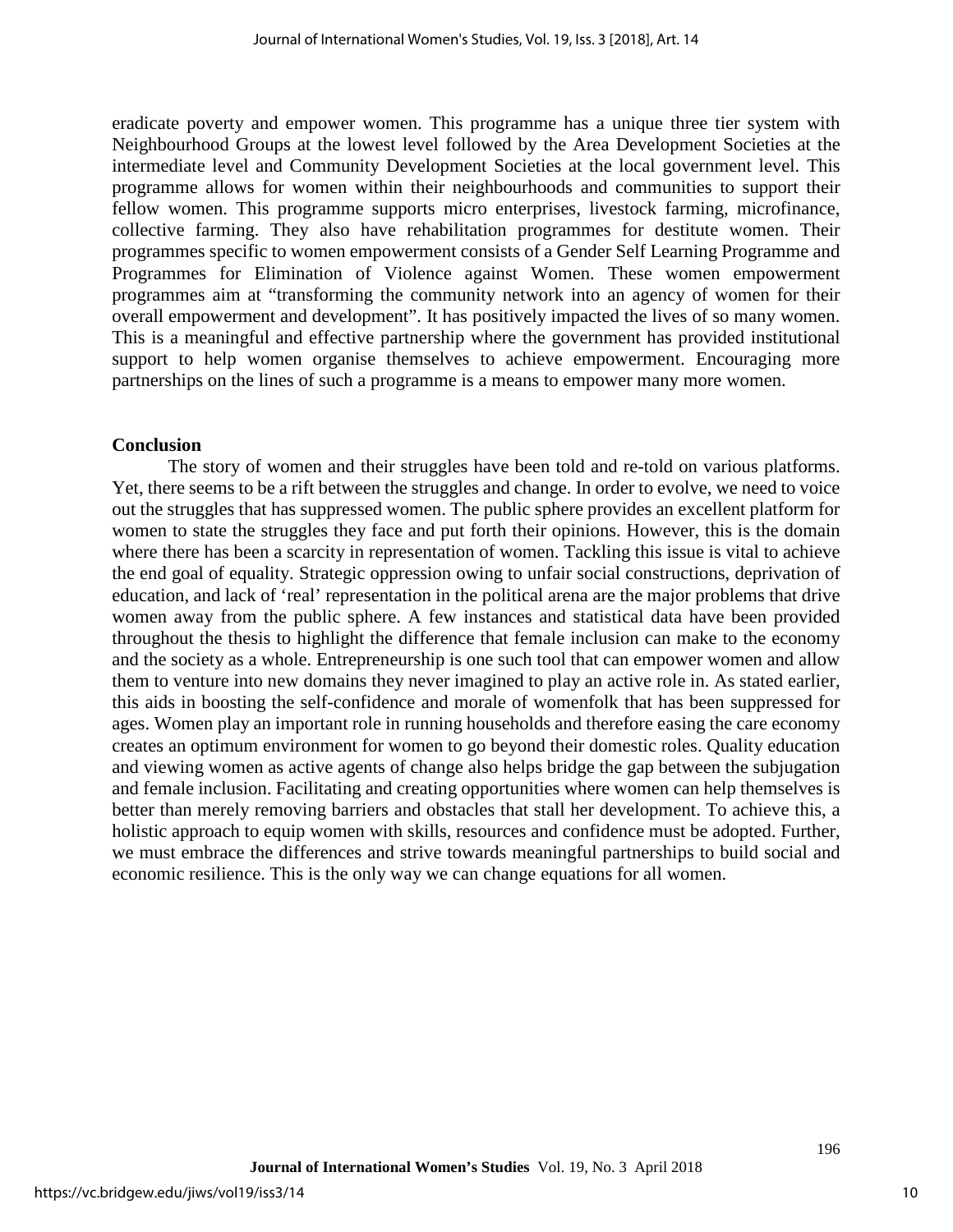eradicate poverty and empower women. This programme has a unique three tier system with Neighbourhood Groups at the lowest level followed by the Area Development Societies at the intermediate level and Community Development Societies at the local government level. This programme allows for women within their neighbourhoods and communities to support their fellow women. This programme supports micro enterprises, livestock farming, microfinance, collective farming. They also have rehabilitation programmes for destitute women. Their programmes specific to women empowerment consists of a Gender Self Learning Programme and Programmes for Elimination of Violence against Women. These women empowerment programmes aim at "transforming the community network into an agency of women for their overall empowerment and development". It has positively impacted the lives of so many women. This is a meaningful and effective partnership where the government has provided institutional support to help women organise themselves to achieve empowerment. Encouraging more partnerships on the lines of such a programme is a means to empower many more women.

## Conclusion

The story of women and their struggles have been told and re-told on various platforms. Yet, there seems to be a rift between the struggles and change. In order to evolve, we need to voice out the struggles that has suppressed women. The public sphere provides an excellent platform for women to state the struggles they face and put forth their opinions. However, this is the domain where there has been a scarcity in representation of women. Tackling this issue is vital to achieve the end goal of equality. Strategic oppression owing to unfair social constructions, deprivation of education, and lack of 'real' representation in the political arena are the major problems that drive women away from the public sphere. A few instances and statistical data have been provided throughout the thesis to highlight the difference that female inclusion can make to the economy and the society as a whole. Entrepreneurship is one such tool that can empower women and allow them to venture into new domains they never imagined to play an active role in. As stated earlier, this aids in boosting the self-confidence and morale of womenfolk that has been suppressed for ages. Women play an important role in running households and therefore easing the care economy creates an optimum environment for women to go beyond their domestic roles. Quality education and viewing women as active agents of change also helps bridge the gap between the subjugation and female inclusion. Facilitating and creating opportunities where women can help themselves is better than merely removing barriers and obstacles that stall her development. To achieve this, a holistic approach to equip women with skills, resources and confidence must be adopted. Further, we must embrace the differences and strive towards meaningful partnerships to build social and economic resilience. This is the only way we can change equations for all women.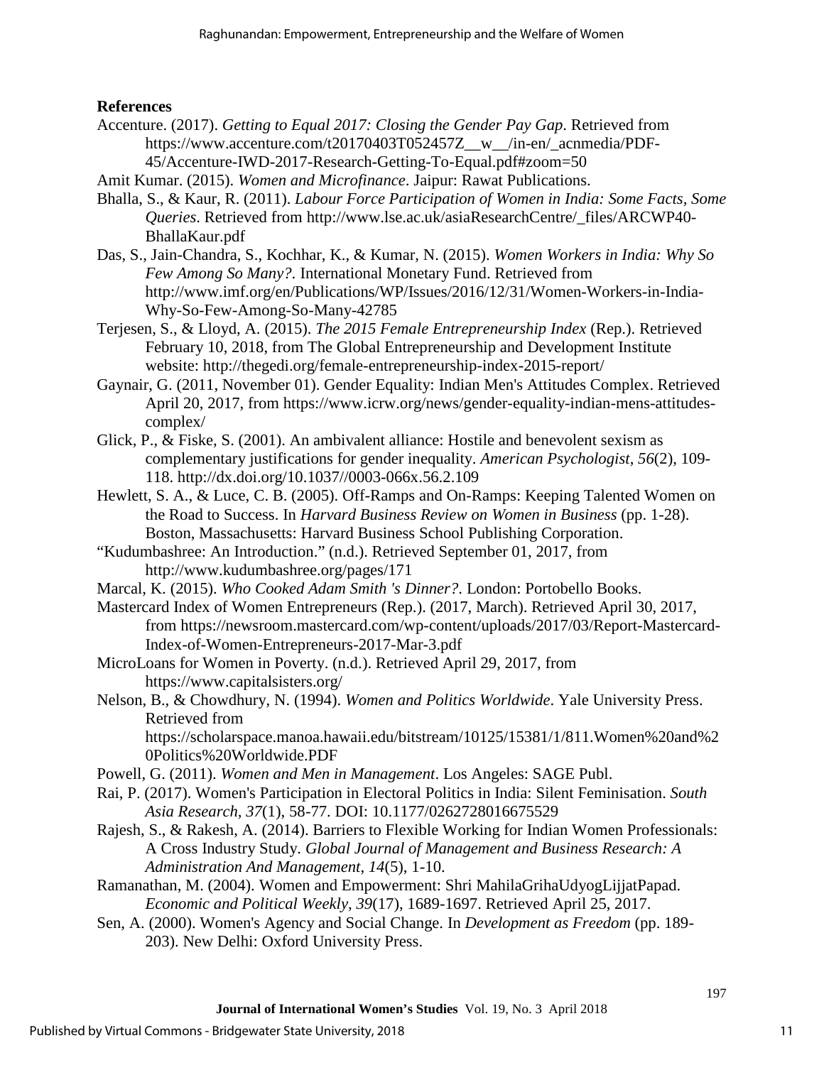**References**

Accenture. (2017). *Getting to Equal 2017: Closing the Gender Pay Gap*. Retrieved from https://www.accenture.com/t20170403T052457Z__w__/in-en/_acnmedia/PDF-45/Accenture-IWD-2017-Research-Getting-To-Equal.pdf#zoom=50

Amit Kumar. (2015). *Women and Microfinance*. Jaipur: Rawat Publications.

Bhalla, S., & Kaur, R. (2011). *Labour Force Participation of Women in India: Some Facts, Some Queries*. Retrieved from http://www.lse.ac.uk/asiaResearchCentre/_files/ARCWP40-BhallaKaur.pdf

Das, S., Jain-Chandra, S., Kochhar, K., & Kumar, N. (2015). *Women Workers in India: Why So Few Among So Many?*. International Monetary Fund. Retrieved from http://www.imf.org/en/Publications/WP/Issues/2016/12/31/Women-Workers-in-India-Why-So-Few-Among-So-Many-42785

Terjesen, S., & Lloyd, A. (2015). *The 2015 Female Entrepreneurship Index* (Rep.). Retrieved February 10, 2018, from The Global Entrepreneurship and Development Institute website: http://thegedi.org/female-entrepreneurship-index-2015-report/

Gaynair, G. (2011, November 01). Gender Equality: Indian Men's Attitudes Complex. Retrieved April 20, 2017, from https://www.icrw.org/news/gender-equality-indian-mens-attitudes-complex/

Glick, P., & Fiske, S. (2001). An ambivalent alliance: Hostile and benevolent sexism as complementary justifications for gender inequality. *American Psychologist*, *56*(2), 109-118. http://dx.doi.org/10.1037//0003-066x.56.2.109

Hewlett, S. A., & Luce, C. B. (2005). Off-Ramps and On-Ramps: Keeping Talented Women on the Road to Success. In *Harvard Business Review on Women in Business* (pp. 1-28). Boston, Massachusetts: Harvard Business School Publishing Corporation.

"Kudumbashree: An Introduction." (n.d.). Retrieved September 01, 2017, from http://www.kudumbashree.org/pages/171

Marcal, K. (2015). *Who Cooked Adam Smith 's Dinner?*. London: Portobello Books.

Mastercard Index of Women Entrepreneurs (Rep.). (2017, March). Retrieved April 30, 2017, from https://newsroom.mastercard.com/wp-content/uploads/2017/03/Report-Mastercard-Index-of-Women-Entrepreneurs-2017-Mar-3.pdf

MicroLoans for Women in Poverty. (n.d.). Retrieved April 29, 2017, from https://www.capitalsisters.org/

Nelson, B., & Chowdhury, N. (1994). *Women and Politics Worldwide*. Yale University Press. Retrieved from https://scholarspace.manoa.hawaii.edu/bitstream/10125/15381/1/811.Women%20and%20Politics%20Worldwide.PDF

Powell, G. (2011). *Women and Men in Management*. Los Angeles: SAGE Publ.

Rai, P. (2017). Women's Participation in Electoral Politics in India: Silent Feminisation. *South Asia Research*, *37*(1), 58-77. DOI: 10.1177/0262728016675529

Rajesh, S., & Rakesh, A. (2014). Barriers to Flexible Working for Indian Women Professionals: A Cross Industry Study. *Global Journal of Management and Business Research: A Administration And Management*, *14*(5), 1-10.

Ramanathan, M. (2004). Women and Empowerment: Shri MahilaGrihaUdyogLijjatPapad. *Economic and Political Weekly, 39*(17), 1689-1697. Retrieved April 25, 2017.

Sen, A. (2000). Women's Agency and Social Change. In *Development as Freedom* (pp. 189-203). New Delhi: Oxford University Press.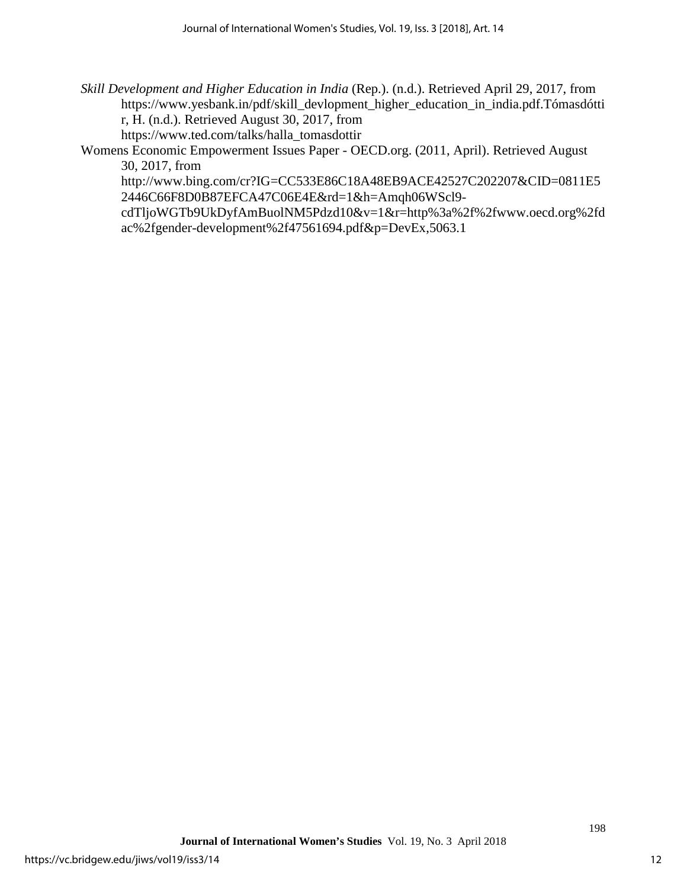*Skill Development and Higher Education in India* (Rep.). (n.d.). Retrieved April 29, 2017, from https://www.yesbank.in/pdf/skill_devlopment_higher_education_in_india.pdf.Tómasdóttir, H. (n.d.). Retrieved August 30, 2017, from https://www.ted.com/talks/halla_tomasdottir

Womens Economic Empowerment Issues Paper - OECD.org. (2011, April). Retrieved August 30, 2017, from http://www.bing.com/cr?IG=CC533E86C18A48EB9ACE42527C202207&CID=0811E52446C66F8D0B87EFCA47C06E4E&rd=1&h=Amqh06WScl9-cdTljoWGTb9UkDyfAmBuolNM5Pdzd10&v=1&r=http%3a%2f%2fwww.oecd.org%2fdac%2fgender-development%2f47561694.pdf&p=DevEx,5063.1